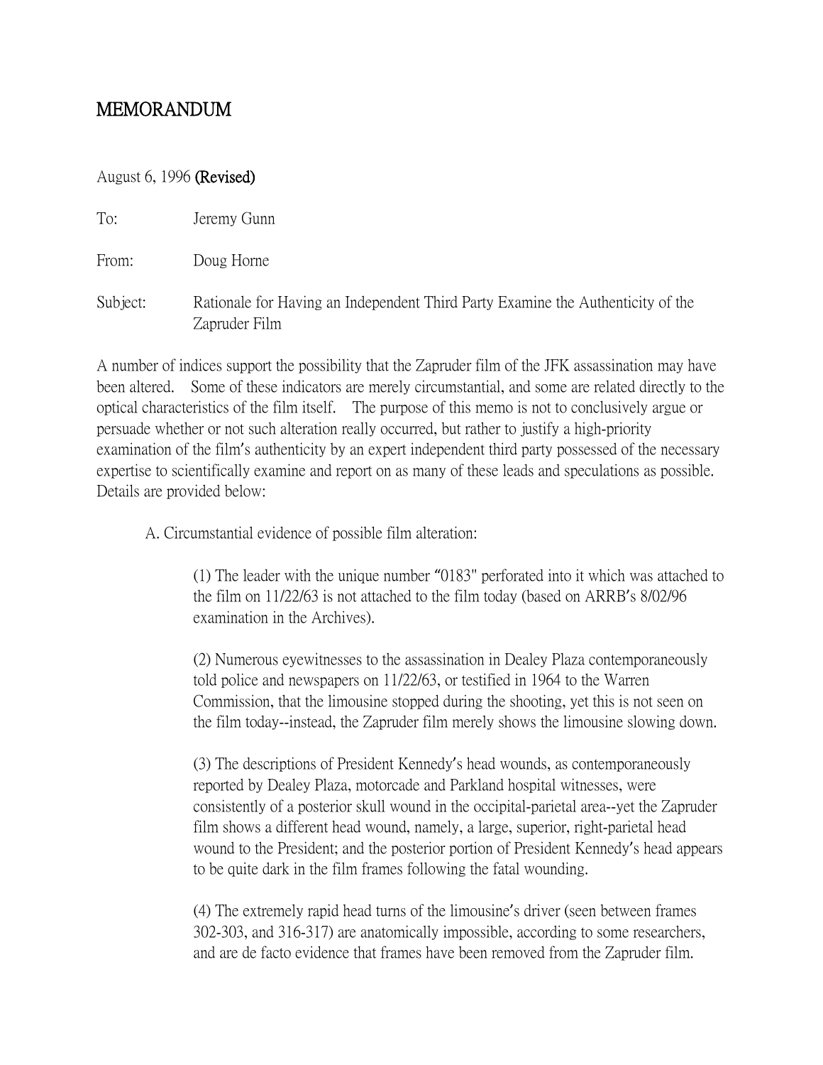# MEMORANDUM

August 6, 1996 **(Revised)**

To: Jeremy Gunn

From: Doug Horne

Subject: Rationale for Having an Independent Third Party Examine the Authenticity of the Zapruder Film

A number of indices support the possibility that the Zapruder film of the JFK assassination may have been altered. Some of these indicators are merely circumstantial, and some are related directly to the optical characteristics of the film itself. The purpose of this memo is not to conclusively argue or persuade whether or not such alteration really occurred, but rather to justify a high-priority examination of the film's authenticity by an expert independent third party possessed of the necessary expertise to scientifically examine and report on as many of these leads and speculations as possible. Details are provided below:

A. Circumstantial evidence of possible film alteration:

(1) The leader with the unique number "0183" perforated into it which was attached to the film on 11/22/63 is not attached to the film today (based on ARRB's 8/02/96 examination in the Archives).

(2) Numerous eyewitnesses to the assassination in Dealey Plaza contemporaneously told police and newspapers on 11/22/63, or testified in 1964 to the Warren Commission, that the limousine stopped during the shooting, yet this is not seen on the film today--instead, the Zapruder film merely shows the limousine slowing down.

(3) The descriptions of President Kennedy's head wounds, as contemporaneously reported by Dealey Plaza, motorcade and Parkland hospital witnesses, were consistently of a posterior skull wound in the occipital-parietal area--yet the Zapruder film shows a different head wound, namely, a large, superior, right-parietal head wound to the President; and the posterior portion of President Kennedy's head appears to be quite dark in the film frames following the fatal wounding.

(4) The extremely rapid head turns of the limousine's driver (seen between frames 302-303, and 316-317) are anatomically impossible, according to some researchers, and are de facto evidence that frames have been removed from the Zapruder film.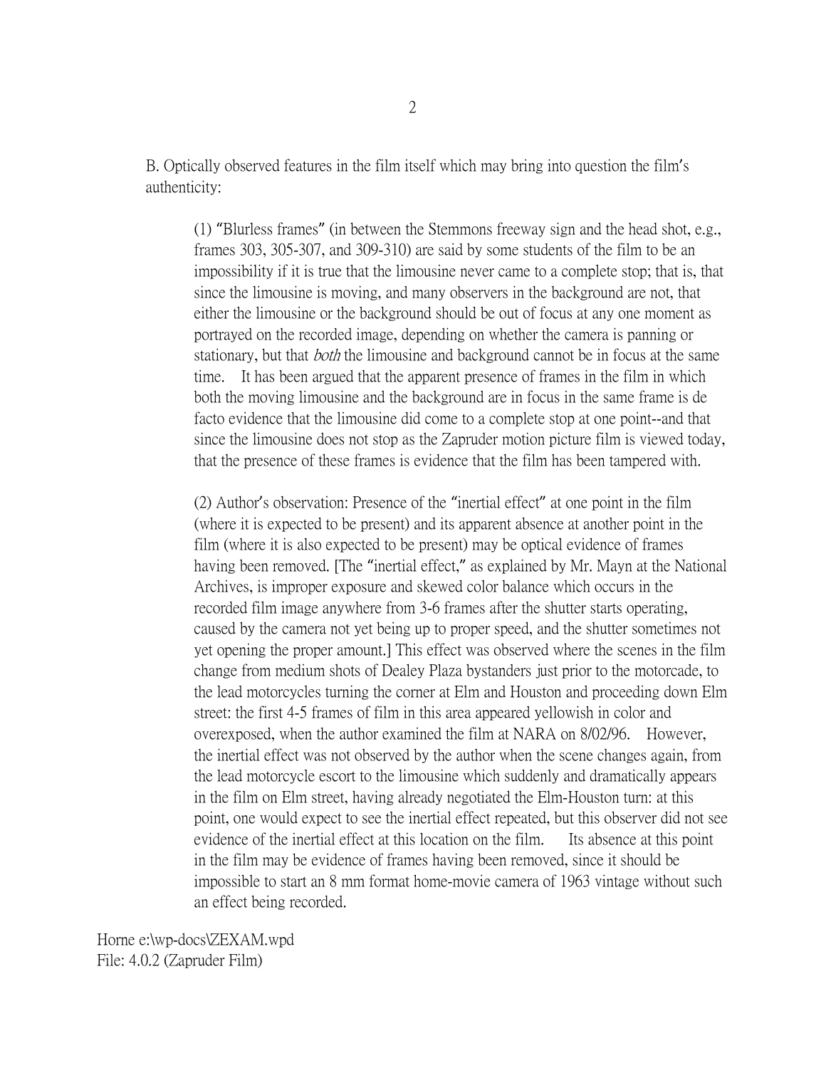B. Optically observed features in the film itself which may bring into question the film's authenticity:

(1) "Blurless frames" (in between the Stemmons freeway sign and the head shot, e.g., frames 303, 305-307, and 309-310) are said by some students of the film to be an impossibility if it is true that the limousine never came to a complete stop; that is, that since the limousine is moving, and many observers in the background are not, that either the limousine or the background should be out of focus at any one moment as portrayed on the recorded image, depending on whether the camera is panning or stationary, but that *both* the limousine and background cannot be in focus at the same time. It has been argued that the apparent presence of frames in the film in which both the moving limousine and the background are in focus in the same frame is de facto evidence that the limousine did come to a complete stop at one point--and that since the limousine does not stop as the Zapruder motion picture film is viewed today, that the presence of these frames is evidence that the film has been tampered with.

(2) Author's observation: Presence of the "inertial effect" at one point in the film (where it is expected to be present) and its apparent absence at another point in the film (where it is also expected to be present) may be optical evidence of frames having been removed. [The "inertial effect," as explained by Mr. Mayn at the National Archives, is improper exposure and skewed color balance which occurs in the recorded film image anywhere from 3-6 frames after the shutter starts operating, caused by the camera not yet being up to proper speed, and the shutter sometimes not yet opening the proper amount.] This effect was observed where the scenes in the film change from medium shots of Dealey Plaza bystanders just prior to the motorcade, to the lead motorcycles turning the corner at Elm and Houston and proceeding down Elm street: the first 4-5 frames of film in this area appeared yellowish in color and overexposed, when the author examined the film at NARA on 8/02/96. However, the inertial effect was not observed by the author when the scene changes again, from the lead motorcycle escort to the limousine which suddenly and dramatically appears in the film on Elm street, having already negotiated the Elm-Houston turn: at this point, one would expect to see the inertial effect repeated, but this observer did not see evidence of the inertial effect at this location on the film. Its absence at this point in the film may be evidence of frames having been removed, since it should be impossible to start an 8 mm format home-movie camera of 1963 vintage without such an effect being recorded.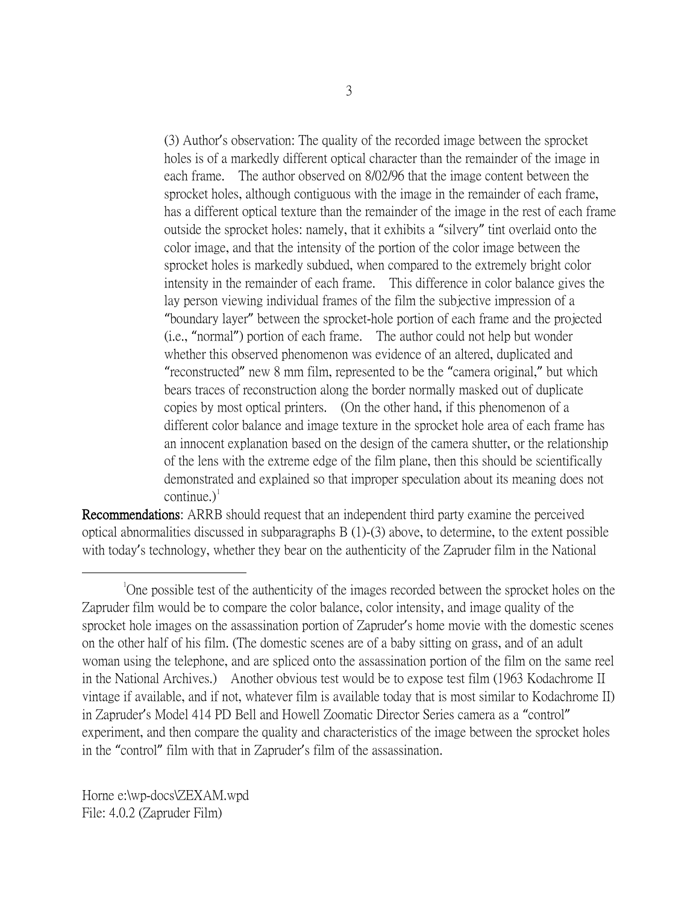(3) Author's observation: The quality of the recorded image between the sprocket holes is of a markedly different optical character than the remainder of the image in each frame. The author observed on 8/02/96 that the image content between the sprocket holes, although contiguous with the image in the remainder of each frame, has a different optical texture than the remainder of the image in the rest of each frame outside the sprocket holes: namely, that it exhibits a "silvery" tint overlaid onto the color image, and that the intensity of the portion of the color image between the sprocket holes is markedly subdued, when compared to the extremely bright color intensity in the remainder of each frame. This difference in color balance gives the lay person viewing individual frames of the film the subjective impression of a "boundary layer" between the sprocket-hole portion of each frame and the projected (i.e., "normal") portion of each frame. The author could not help but wonder whether this observed phenomenon was evidence of an altered, duplicated and "reconstructed" new 8 mm film, represented to be the "camera original," but which bears traces of reconstruction along the border normally masked out of duplicate copies by most optical printers. (On the other hand, if this phenomenon of a different color balance and image texture in the sprocket hole area of each frame has an innocent explanation based on the design of the camera shutter, or the relationship of the lens with the extreme edge of the film plane, then this should be scientifically demonstrated and explained so that improper speculation about its meaning does not continue.)[1]

**Recommendations**: ARRB should request that an independent third party examine the perceived optical abnormalities discussed in subparagraphs B (1)-(3) above, to determine, to the extent possible with today's technology, whether they bear on the authenticity of the Zapruder film in the National

---

[1] One possible test of the authenticity of the images recorded between the sprocket holes on the Zapruder film would be to compare the color balance, color intensity, and image quality of the sprocket hole images on the assassination portion of Zapruder's home movie with the domestic scenes on the other half of his film. (The domestic scenes are of a baby sitting on grass, and of an adult woman using the telephone, and are spliced onto the assassination portion of the film on the same reel in the National Archives.) Another obvious test would be to expose test film (1963 Kodachrome II vintage if available, and if not, whatever film is available today that is most similar to Kodachrome II) in Zapruder's Model 414 PD Bell and Howell Zoomatic Director Series camera as a "control" experiment, and then compare the quality and characteristics of the image between the sprocket holes in the "control" film with that in Zapruder's film of the assassination.

Horne e:\wp-docs\ZEXAM.wpd
File: 4.0.2 (Zapruder Film)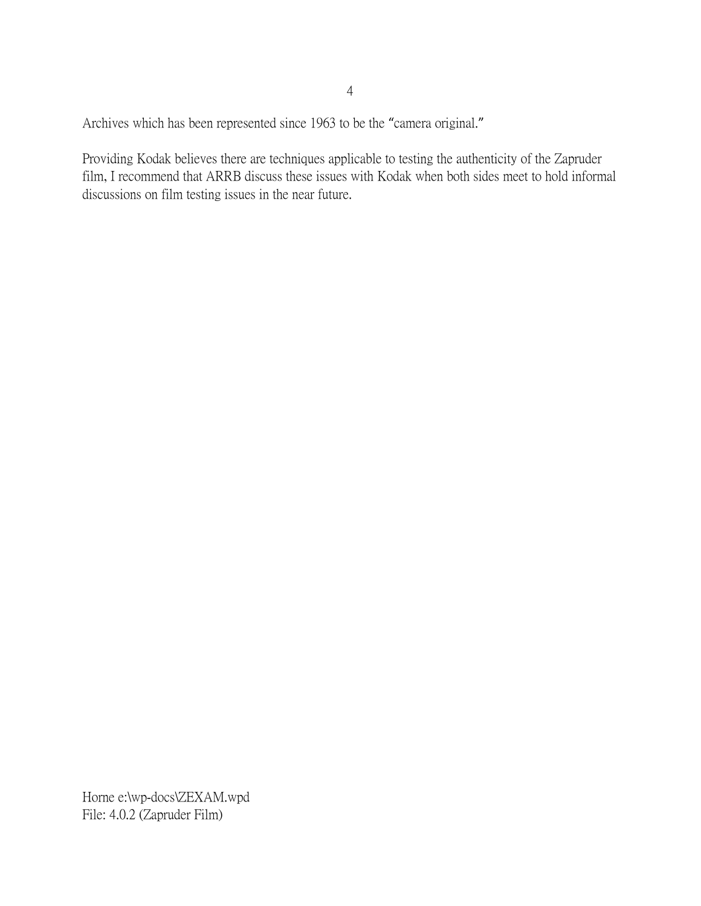Archives which has been represented since 1963 to be the "camera original."

Providing Kodak believes there are techniques applicable to testing the authenticity of the Zapruder film, I recommend that ARRB discuss these issues with Kodak when both sides meet to hold informal discussions on film testing issues in the near future.

Horne e:\wp-docs\ZEXAM.wpd
File: 4.0.2 (Zapruder Film)